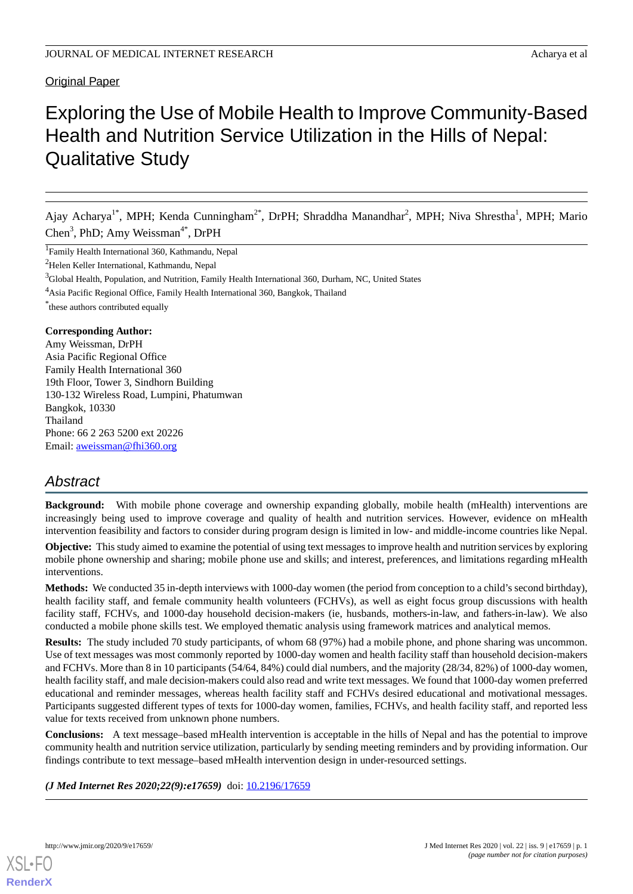Original Paper

# Exploring the Use of Mobile Health to Improve Community-Based Health and Nutrition Service Utilization in the Hills of Nepal: Qualitative Study

Ajay Acharya[1*], MPH; Kenda Cunningham[2*], DrPH; Shraddha Manandhar[2], MPH; Niva Shrestha[1], MPH; Mario Chen[3], PhD; Amy Weissman[4*], DrPH

[1]Family Health International 360, Kathmandu, Nepal

[2]Helen Keller International, Kathmandu, Nepal

[3]Global Health, Population, and Nutrition, Family Health International 360, Durham, NC, United States

[4]Asia Pacific Regional Office, Family Health International 360, Bangkok, Thailand

[*]these authors contributed equally

**Corresponding Author:**
Amy Weissman, DrPH
Asia Pacific Regional Office
Family Health International 360
19th Floor, Tower 3, Sindhorn Building
130-132 Wireless Road, Lumpini, Phatumwan
Bangkok, 10330
Thailand
Phone: 66 2 263 5200 ext 20226
Email: aweissman@fhi360.org

## Abstract

**Background:** With mobile phone coverage and ownership expanding globally, mobile health (mHealth) interventions are increasingly being used to improve coverage and quality of health and nutrition services. However, evidence on mHealth intervention feasibility and factors to consider during program design is limited in low- and middle-income countries like Nepal.

**Objective:** This study aimed to examine the potential of using text messages to improve health and nutrition services by exploring mobile phone ownership and sharing; mobile phone use and skills; and interest, preferences, and limitations regarding mHealth interventions.

**Methods:** We conducted 35 in-depth interviews with 1000-day women (the period from conception to a child's second birthday), health facility staff, and female community health volunteers (FCHVs), as well as eight focus group discussions with health facility staff, FCHVs, and 1000-day household decision-makers (ie, husbands, mothers-in-law, and fathers-in-law). We also conducted a mobile phone skills test. We employed thematic analysis using framework matrices and analytical memos.

**Results:** The study included 70 study participants, of whom 68 (97%) had a mobile phone, and phone sharing was uncommon. Use of text messages was most commonly reported by 1000-day women and health facility staff than household decision-makers and FCHVs. More than 8 in 10 participants (54/64, 84%) could dial numbers, and the majority (28/34, 82%) of 1000-day women, health facility staff, and male decision-makers could also read and write text messages. We found that 1000-day women preferred educational and reminder messages, whereas health facility staff and FCHVs desired educational and motivational messages. Participants suggested different types of texts for 1000-day women, families, FCHVs, and health facility staff, and reported less value for texts received from unknown phone numbers.

**Conclusions:** A text message–based mHealth intervention is acceptable in the hills of Nepal and has the potential to improve community health and nutrition service utilization, particularly by sending meeting reminders and by providing information. Our findings contribute to text message–based mHealth intervention design in under-resourced settings.

***(J Med Internet Res 2020;22(9):e17659)*** doi: 10.2196/17659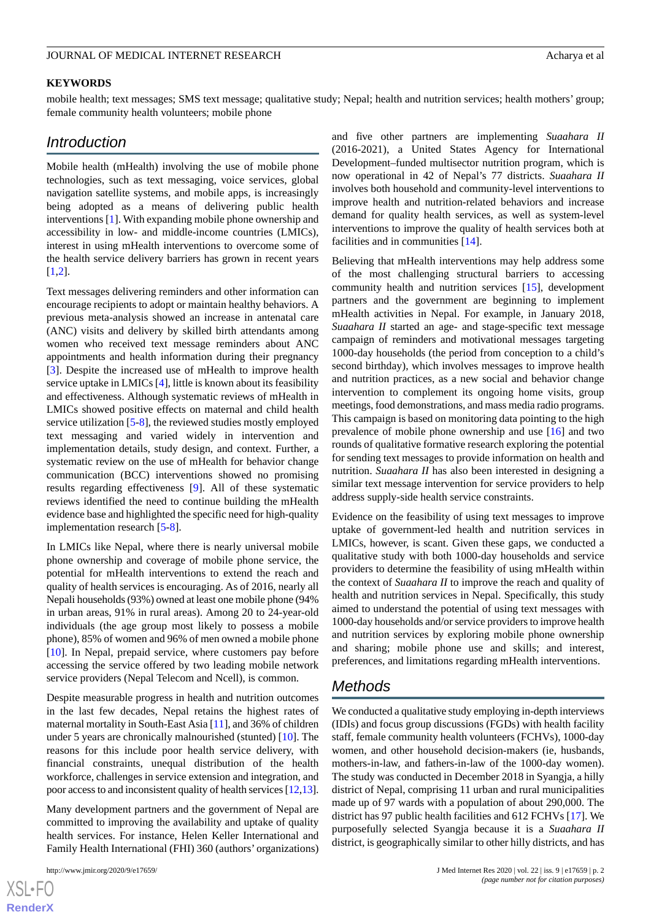**KEYWORDS**

mobile health; text messages; SMS text message; qualitative study; Nepal; health and nutrition services; health mothers' group; female community health volunteers; mobile phone

## Introduction

Mobile health (mHealth) involving the use of mobile phone technologies, such as text messaging, voice services, global navigation satellite systems, and mobile apps, is increasingly being adopted as a means of delivering public health interventions [1]. With expanding mobile phone ownership and accessibility in low- and middle-income countries (LMICs), interest in using mHealth interventions to overcome some of the health service delivery barriers has grown in recent years [1,2].

Text messages delivering reminders and other information can encourage recipients to adopt or maintain healthy behaviors. A previous meta-analysis showed an increase in antenatal care (ANC) visits and delivery by skilled birth attendants among women who received text message reminders about ANC appointments and health information during their pregnancy [3]. Despite the increased use of mHealth to improve health service uptake in LMICs [4], little is known about its feasibility and effectiveness. Although systematic reviews of mHealth in LMICs showed positive effects on maternal and child health service utilization [5-8], the reviewed studies mostly employed text messaging and varied widely in intervention and implementation details, study design, and context. Further, a systematic review on the use of mHealth for behavior change communication (BCC) interventions showed no promising results regarding effectiveness [9]. All of these systematic reviews identified the need to continue building the mHealth evidence base and highlighted the specific need for high-quality implementation research [5-8].

In LMICs like Nepal, where there is nearly universal mobile phone ownership and coverage of mobile phone service, the potential for mHealth interventions to extend the reach and quality of health services is encouraging. As of 2016, nearly all Nepali households (93%) owned at least one mobile phone (94% in urban areas, 91% in rural areas). Among 20 to 24-year-old individuals (the age group most likely to possess a mobile phone), 85% of women and 96% of men owned a mobile phone [10]. In Nepal, prepaid service, where customers pay before accessing the service offered by two leading mobile network service providers (Nepal Telecom and Ncell), is common.

Despite measurable progress in health and nutrition outcomes in the last few decades, Nepal retains the highest rates of maternal mortality in South-East Asia [11], and 36% of children under 5 years are chronically malnourished (stunted) [10]. The reasons for this include poor health service delivery, with financial constraints, unequal distribution of the health workforce, challenges in service extension and integration, and poor access to and inconsistent quality of health services [12,13].

Many development partners and the government of Nepal are committed to improving the availability and uptake of quality health services. For instance, Helen Keller International and Family Health International (FHI) 360 (authors' organizations) and five other partners are implementing *Suaahara II* (2016-2021), a United States Agency for International Development–funded multisector nutrition program, which is now operational in 42 of Nepal's 77 districts. *Suaahara II* involves both household and community-level interventions to improve health and nutrition-related behaviors and increase demand for quality health services, as well as system-level interventions to improve the quality of health services both at facilities and in communities [14].

Believing that mHealth interventions may help address some of the most challenging structural barriers to accessing community health and nutrition services [15], development partners and the government are beginning to implement mHealth activities in Nepal. For example, in January 2018, *Suaahara II* started an age- and stage-specific text message campaign of reminders and motivational messages targeting 1000-day households (the period from conception to a child's second birthday), which involves messages to improve health and nutrition practices, as a new social and behavior change intervention to complement its ongoing home visits, group meetings, food demonstrations, and mass media radio programs. This campaign is based on monitoring data pointing to the high prevalence of mobile phone ownership and use [16] and two rounds of qualitative formative research exploring the potential for sending text messages to provide information on health and nutrition. *Suaahara II* has also been interested in designing a similar text message intervention for service providers to help address supply-side health service constraints.

Evidence on the feasibility of using text messages to improve uptake of government-led health and nutrition services in LMICs, however, is scant. Given these gaps, we conducted a qualitative study with both 1000-day households and service providers to determine the feasibility of using mHealth within the context of *Suaahara II* to improve the reach and quality of health and nutrition services in Nepal. Specifically, this study aimed to understand the potential of using text messages with 1000-day households and/or service providers to improve health and nutrition services by exploring mobile phone ownership and sharing; mobile phone use and skills; and interest, preferences, and limitations regarding mHealth interventions.

## Methods

We conducted a qualitative study employing in-depth interviews (IDIs) and focus group discussions (FGDs) with health facility staff, female community health volunteers (FCHVs), 1000-day women, and other household decision-makers (ie, husbands, mothers-in-law, and fathers-in-law of the 1000-day women). The study was conducted in December 2018 in Syangja, a hilly district of Nepal, comprising 11 urban and rural municipalities made up of 97 wards with a population of about 290,000. The district has 97 public health facilities and 612 FCHVs [17]. We purposefully selected Syangja because it is a *Suaahara II* district, is geographically similar to other hilly districts, and has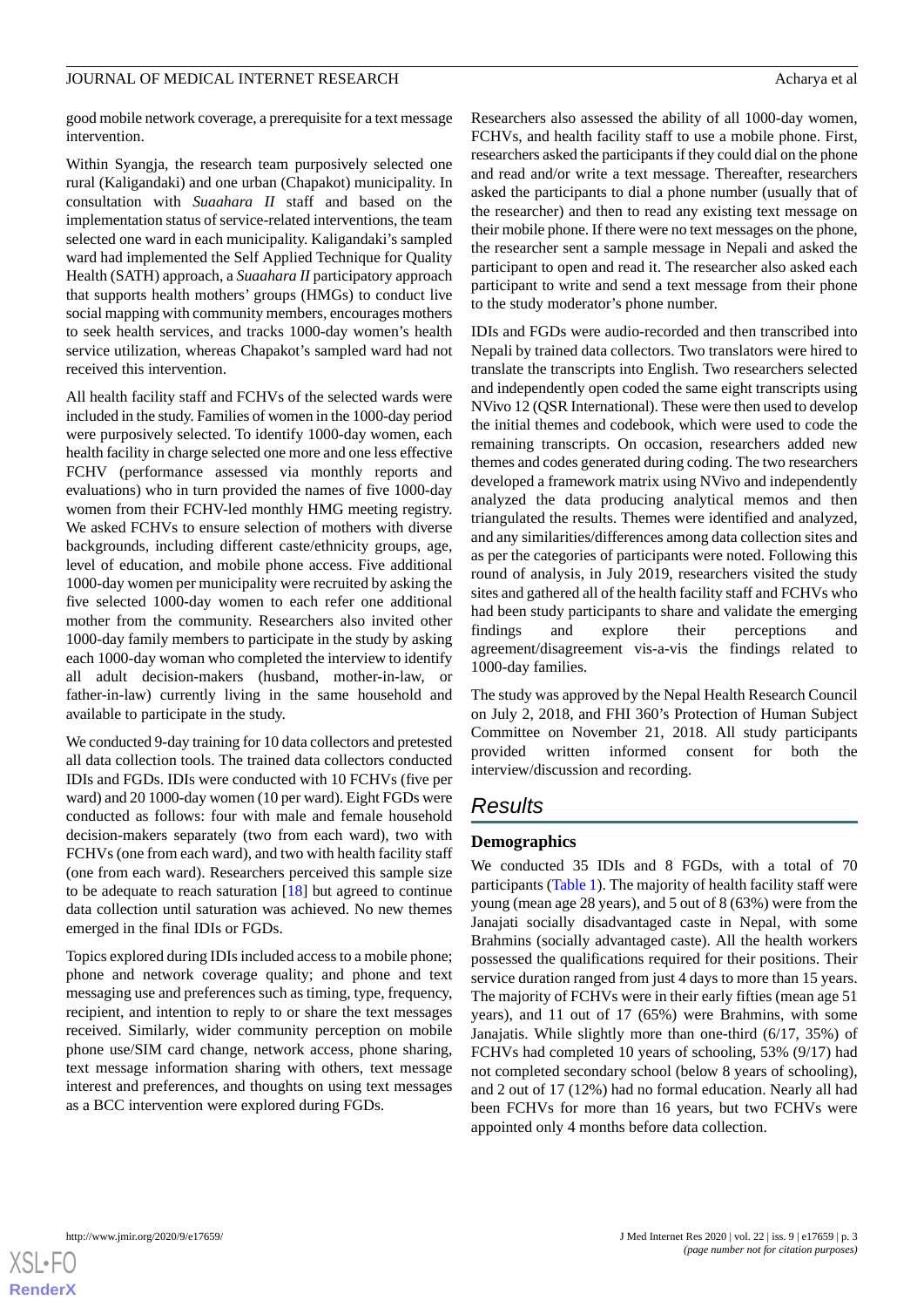good mobile network coverage, a prerequisite for a text message intervention.

Within Syangja, the research team purposively selected one rural (Kaligandaki) and one urban (Chapakot) municipality. In consultation with *Suaahara II* staff and based on the implementation status of service-related interventions, the team selected one ward in each municipality. Kaligandaki's sampled ward had implemented the Self Applied Technique for Quality Health (SATH) approach, a *Suaahara II* participatory approach that supports health mothers' groups (HMGs) to conduct live social mapping with community members, encourages mothers to seek health services, and tracks 1000-day women's health service utilization, whereas Chapakot's sampled ward had not received this intervention.

All health facility staff and FCHVs of the selected wards were included in the study. Families of women in the 1000-day period were purposively selected. To identify 1000-day women, each health facility in charge selected one more and one less effective FCHV (performance assessed via monthly reports and evaluations) who in turn provided the names of five 1000-day women from their FCHV-led monthly HMG meeting registry. We asked FCHVs to ensure selection of mothers with diverse backgrounds, including different caste/ethnicity groups, age, level of education, and mobile phone access. Five additional 1000-day women per municipality were recruited by asking the five selected 1000-day women to each refer one additional mother from the community. Researchers also invited other 1000-day family members to participate in the study by asking each 1000-day woman who completed the interview to identify all adult decision-makers (husband, mother-in-law, or father-in-law) currently living in the same household and available to participate in the study.

We conducted 9-day training for 10 data collectors and pretested all data collection tools. The trained data collectors conducted IDIs and FGDs. IDIs were conducted with 10 FCHVs (five per ward) and 20 1000-day women (10 per ward). Eight FGDs were conducted as follows: four with male and female household decision-makers separately (two from each ward), two with FCHVs (one from each ward), and two with health facility staff (one from each ward). Researchers perceived this sample size to be adequate to reach saturation [18] but agreed to continue data collection until saturation was achieved. No new themes emerged in the final IDIs or FGDs.

Topics explored during IDIs included access to a mobile phone; phone and network coverage quality; and phone and text messaging use and preferences such as timing, type, frequency, recipient, and intention to reply to or share the text messages received. Similarly, wider community perception on mobile phone use/SIM card change, network access, phone sharing, text message information sharing with others, text message interest and preferences, and thoughts on using text messages as a BCC intervention were explored during FGDs.

Researchers also assessed the ability of all 1000-day women, FCHVs, and health facility staff to use a mobile phone. First, researchers asked the participants if they could dial on the phone and read and/or write a text message. Thereafter, researchers asked the participants to dial a phone number (usually that of the researcher) and then to read any existing text message on their mobile phone. If there were no text messages on the phone, the researcher sent a sample message in Nepali and asked the participant to open and read it. The researcher also asked each participant to write and send a text message from their phone to the study moderator's phone number.

IDIs and FGDs were audio-recorded and then transcribed into Nepali by trained data collectors. Two translators were hired to translate the transcripts into English. Two researchers selected and independently open coded the same eight transcripts using NVivo 12 (QSR International). These were then used to develop the initial themes and codebook, which were used to code the remaining transcripts. On occasion, researchers added new themes and codes generated during coding. The two researchers developed a framework matrix using NVivo and independently analyzed the data producing analytical memos and then triangulated the results. Themes were identified and analyzed, and any similarities/differences among data collection sites and as per the categories of participants were noted. Following this round of analysis, in July 2019, researchers visited the study sites and gathered all of the health facility staff and FCHVs who had been study participants to share and validate the emerging findings and explore their perceptions and agreement/disagreement vis-a-vis the findings related to 1000-day families.

The study was approved by the Nepal Health Research Council on July 2, 2018, and FHI 360's Protection of Human Subject Committee on November 21, 2018. All study participants provided written informed consent for both the interview/discussion and recording.

## Results

### Demographics

We conducted 35 IDIs and 8 FGDs, with a total of 70 participants (Table 1). The majority of health facility staff were young (mean age 28 years), and 5 out of 8 (63%) were from the Janajati socially disadvantaged caste in Nepal, with some Brahmins (socially advantaged caste). All the health workers possessed the qualifications required for their positions. Their service duration ranged from just 4 days to more than 15 years. The majority of FCHVs were in their early fifties (mean age 51 years), and 11 out of 17 (65%) were Brahmins, with some Janajatis. While slightly more than one-third (6/17, 35%) of FCHVs had completed 10 years of schooling, 53% (9/17) had not completed secondary school (below 8 years of schooling), and 2 out of 17 (12%) had no formal education. Nearly all had been FCHVs for more than 16 years, but two FCHVs were appointed only 4 months before data collection.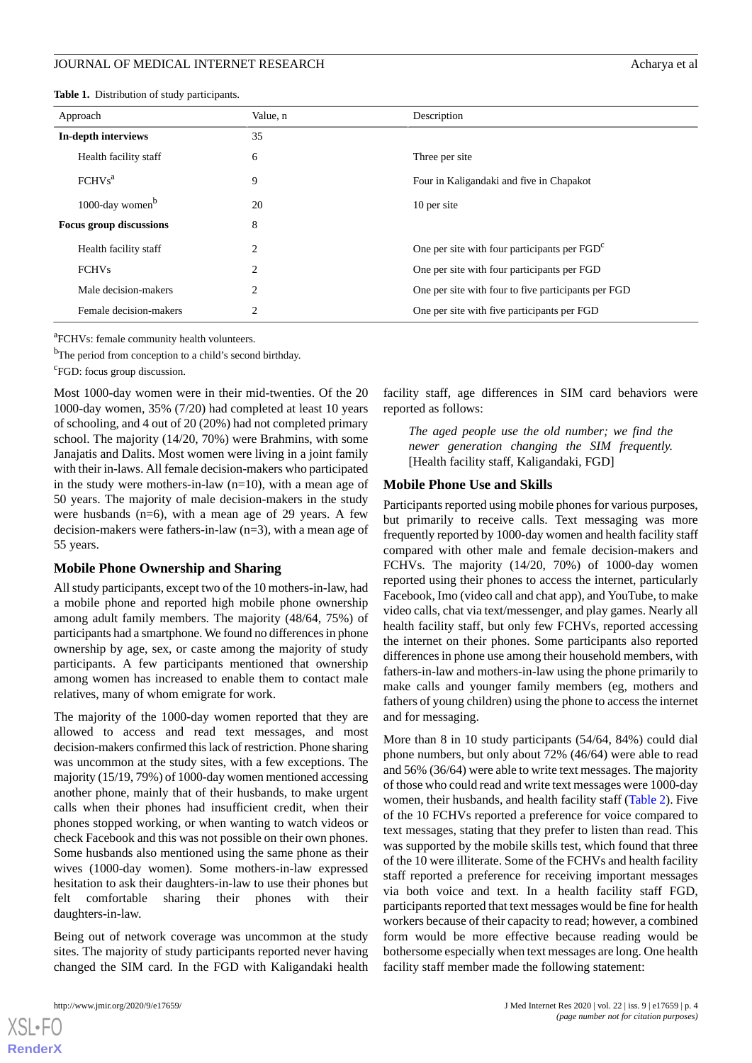**Table 1.** Distribution of study participants.

| Approach | Value, n | Description |
| --- | --- | --- |
| **In-depth interviews** | 35 | |
| Health facility staff | 6 | Three per site |
| FCHVs[a] | 9 | Four in Kaligandaki and five in Chapakot |
| 1000-day women[b] | 20 | 10 per site |
| **Focus group discussions** | 8 | |
| Health facility staff | 2 | One per site with four participants per FGD[c] |
| FCHVs | 2 | One per site with four participants per FGD |
| Male decision-makers | 2 | One per site with four to five participants per FGD |
| Female decision-makers | 2 | One per site with five participants per FGD |

[a]FCHVs: female community health volunteers.

[b]The period from conception to a child's second birthday.

[c]FGD: focus group discussion.

Most 1000-day women were in their mid-twenties. Of the 20 1000-day women, 35% (7/20) had completed at least 10 years of schooling, and 4 out of 20 (20%) had not completed primary school. The majority (14/20, 70%) were Brahmins, with some Janajatis and Dalits. Most women were living in a joint family with their in-laws. All female decision-makers who participated in the study were mothers-in-law (n=10), with a mean age of 50 years. The majority of male decision-makers in the study were husbands (n=6), with a mean age of 29 years. A few decision-makers were fathers-in-law (n=3), with a mean age of 55 years.

## Mobile Phone Ownership and Sharing

All study participants, except two of the 10 mothers-in-law, had a mobile phone and reported high mobile phone ownership among adult family members. The majority (48/64, 75%) of participants had a smartphone. We found no differences in phone ownership by age, sex, or caste among the majority of study participants. A few participants mentioned that ownership among women has increased to enable them to contact male relatives, many of whom emigrate for work.

The majority of the 1000-day women reported that they are allowed to access and read text messages, and most decision-makers confirmed this lack of restriction. Phone sharing was uncommon at the study sites, with a few exceptions. The majority (15/19, 79%) of 1000-day women mentioned accessing another phone, mainly that of their husbands, to make urgent calls when their phones had insufficient credit, when their phones stopped working, or when wanting to watch videos or check Facebook and this was not possible on their own phones. Some husbands also mentioned using the same phone as their wives (1000-day women). Some mothers-in-law expressed hesitation to ask their daughters-in-law to use their phones but felt comfortable sharing their phones with their daughters-in-law.

Being out of network coverage was uncommon at the study sites. The majority of study participants reported never having changed the SIM card. In the FGD with Kaligandaki health facility staff, age differences in SIM card behaviors were reported as follows:

> *The aged people use the old number; we find the newer generation changing the SIM frequently.* [Health facility staff, Kaligandaki, FGD]

## Mobile Phone Use and Skills

Participants reported using mobile phones for various purposes, but primarily to receive calls. Text messaging was more frequently reported by 1000-day women and health facility staff compared with other male and female decision-makers and FCHVs. The majority (14/20, 70%) of 1000-day women reported using their phones to access the internet, particularly Facebook, Imo (video call and chat app), and YouTube, to make video calls, chat via text/messenger, and play games. Nearly all health facility staff, but only few FCHVs, reported accessing the internet on their phones. Some participants also reported differences in phone use among their household members, with fathers-in-law and mothers-in-law using the phone primarily to make calls and younger family members (eg, mothers and fathers of young children) using the phone to access the internet and for messaging.

More than 8 in 10 study participants (54/64, 84%) could dial phone numbers, but only about 72% (46/64) were able to read and 56% (36/64) were able to write text messages. The majority of those who could read and write text messages were 1000-day women, their husbands, and health facility staff (Table 2). Five of the 10 FCHVs reported a preference for voice compared to text messages, stating that they prefer to listen than read. This was supported by the mobile skills test, which found that three of the 10 were illiterate. Some of the FCHVs and health facility staff reported a preference for receiving important messages via both voice and text. In a health facility staff FGD, participants reported that text messages would be fine for health workers because of their capacity to read; however, a combined form would be more effective because reading would be bothersome especially when text messages are long. One health facility staff member made the following statement: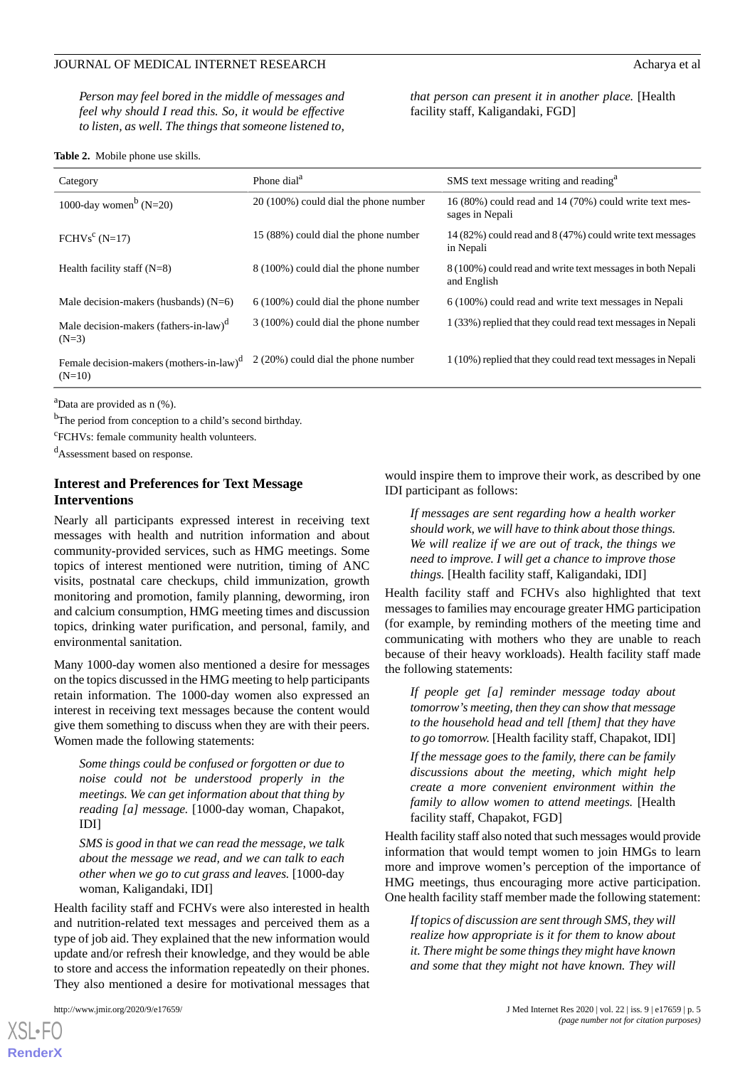*Person may feel bored in the middle of messages and feel why should I read this. So, it would be effective to listen, as well. The things that someone listened to, that person can present it in another place.* [Health facility staff, Kaligandaki, FGD]

**Table 2.** Mobile phone use skills.

| Category | Phone dial[a] | SMS text message writing and reading[a] |
|---|---|---|
| 1000-day women[b] (N=20) | 20 (100%) could dial the phone number | 16 (80%) could read and 14 (70%) could write text messages in Nepali |
| FCHVs[c] (N=17) | 15 (88%) could dial the phone number | 14 (82%) could read and 8 (47%) could write text messages in Nepali |
| Health facility staff (N=8) | 8 (100%) could dial the phone number | 8 (100%) could read and write text messages in both Nepali and English |
| Male decision-makers (husbands) (N=6) | 6 (100%) could dial the phone number | 6 (100%) could read and write text messages in Nepali |
| Male decision-makers (fathers-in-law)[d] (N=3) | 3 (100%) could dial the phone number | 1 (33%) replied that they could read text messages in Nepali |
| Female decision-makers (mothers-in-law)[d] (N=10) | 2 (20%) could dial the phone number | 1 (10%) replied that they could read text messages in Nepali |

[a]Data are provided as n (%).

[b]The period from conception to a child's second birthday.

[c]FCHVs: female community health volunteers.

[d]Assessment based on response.

### Interest and Preferences for Text Message Interventions

Nearly all participants expressed interest in receiving text messages with health and nutrition information and about community-provided services, such as HMG meetings. Some topics of interest mentioned were nutrition, timing of ANC visits, postnatal care checkups, child immunization, growth monitoring and promotion, family planning, deworming, iron and calcium consumption, HMG meeting times and discussion topics, drinking water purification, and personal, family, and environmental sanitation.

Many 1000-day women also mentioned a desire for messages on the topics discussed in the HMG meeting to help participants retain information. The 1000-day women also expressed an interest in receiving text messages because the content would give them something to discuss when they are with their peers. Women made the following statements:

> *Some things could be confused or forgotten or due to noise could not be understood properly in the meetings. We can get information about that thing by reading [a] message.* [1000-day woman, Chapakot, IDI]

> *SMS is good in that we can read the message, we talk about the message we read, and we can talk to each other when we go to cut grass and leaves.* [1000-day woman, Kaligandaki, IDI]

Health facility staff and FCHVs were also interested in health and nutrition-related text messages and perceived them as a type of job aid. They explained that the new information would update and/or refresh their knowledge, and they would be able to store and access the information repeatedly on their phones. They also mentioned a desire for motivational messages that would inspire them to improve their work, as described by one IDI participant as follows:

> *If messages are sent regarding how a health worker should work, we will have to think about those things. We will realize if we are out of track, the things we need to improve. I will get a chance to improve those things.* [Health facility staff, Kaligandaki, IDI]

Health facility staff and FCHVs also highlighted that text messages to families may encourage greater HMG participation (for example, by reminding mothers of the meeting time and communicating with mothers who they are unable to reach because of their heavy workloads). Health facility staff made the following statements:

> *If people get [a] reminder message today about tomorrow's meeting, then they can show that message to the household head and tell [them] that they have to go tomorrow.* [Health facility staff, Chapakot, IDI]

> *If the message goes to the family, there can be family discussions about the meeting, which might help create a more convenient environment within the family to allow women to attend meetings.* [Health facility staff, Chapakot, FGD]

Health facility staff also noted that such messages would provide information that would tempt women to join HMGs to learn more and improve women's perception of the importance of HMG meetings, thus encouraging more active participation. One health facility staff member made the following statement:

> *If topics of discussion are sent through SMS, they will realize how appropriate is it for them to know about it. There might be some things they might have known and some that they might not have known. They will*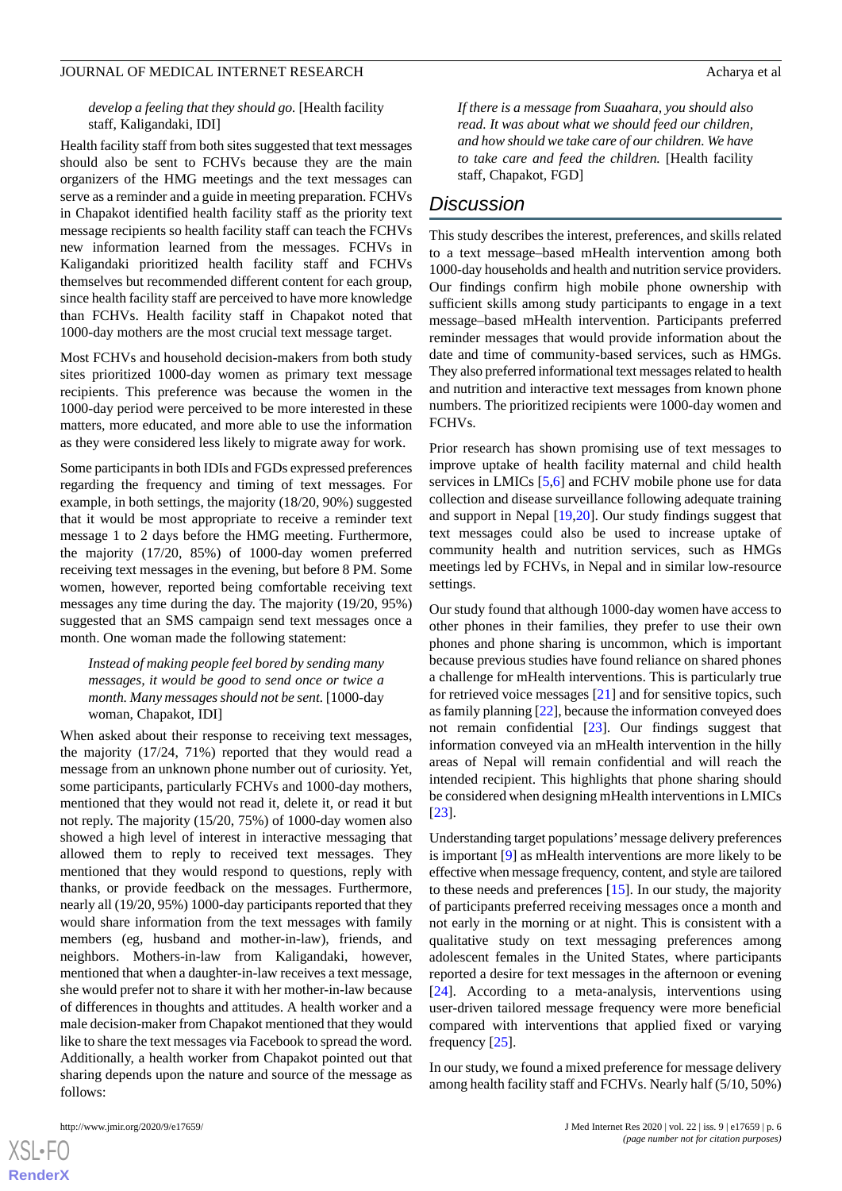*develop a feeling that they should go.* [Health facility staff, Kaligandaki, IDI]

Health facility staff from both sites suggested that text messages should also be sent to FCHVs because they are the main organizers of the HMG meetings and the text messages can serve as a reminder and a guide in meeting preparation. FCHVs in Chapakot identified health facility staff as the priority text message recipients so health facility staff can teach the FCHVs new information learned from the messages. FCHVs in Kaligandaki prioritized health facility staff and FCHVs themselves but recommended different content for each group, since health facility staff are perceived to have more knowledge than FCHVs. Health facility staff in Chapakot noted that 1000-day mothers are the most critical text message target.

Most FCHVs and household decision-makers from both study sites prioritized 1000-day women as primary text message recipients. This preference was because the women in the 1000-day period were perceived to be more interested in these matters, more educated, and more able to use the information as they were considered less likely to migrate away for work.

Some participants in both IDIs and FGDs expressed preferences regarding the frequency and timing of text messages. For example, in both settings, the majority (18/20, 90%) suggested that it would be most appropriate to receive a reminder text message 1 to 2 days before the HMG meeting. Furthermore, the majority (17/20, 85%) of 1000-day women preferred receiving text messages in the evening, but before 8 PM. Some women, however, reported being comfortable receiving text messages any time during the day. The majority (19/20, 95%) suggested that an SMS campaign send text messages once a month. One woman made the following statement:

> *Instead of making people feel bored by sending many messages, it would be good to send once or twice a month. Many messages should not be sent.* [1000-day woman, Chapakot, IDI]

When asked about their response to receiving text messages, the majority (17/24, 71%) reported that they would read a message from an unknown phone number out of curiosity. Yet, some participants, particularly FCHVs and 1000-day mothers, mentioned that they would not read it, delete it, or read it but not reply. The majority (15/20, 75%) of 1000-day women also showed a high level of interest in interactive messaging that allowed them to reply to received text messages. They mentioned that they would respond to questions, reply with thanks, or provide feedback on the messages. Furthermore, nearly all (19/20, 95%) 1000-day participants reported that they would share information from the text messages with family members (eg, husband and mother-in-law), friends, and neighbors. Mothers-in-law from Kaligandaki, however, mentioned that when a daughter-in-law receives a text message, she would prefer not to share it with her mother-in-law because of differences in thoughts and attitudes. A health worker and a male decision-maker from Chapakot mentioned that they would like to share the text messages via Facebook to spread the word. Additionally, a health worker from Chapakot pointed out that sharing depends upon the nature and source of the message as follows:

> *If there is a message from Suaahara, you should also read. It was about what we should feed our children, and how should we take care of our children. We have to take care and feed the children.* [Health facility staff, Chapakot, FGD]

## Discussion

This study describes the interest, preferences, and skills related to a text message–based mHealth intervention among both 1000-day households and health and nutrition service providers. Our findings confirm high mobile phone ownership with sufficient skills among study participants to engage in a text message–based mHealth intervention. Participants preferred reminder messages that would provide information about the date and time of community-based services, such as HMGs. They also preferred informational text messages related to health and nutrition and interactive text messages from known phone numbers. The prioritized recipients were 1000-day women and FCHVs.

Prior research has shown promising use of text messages to improve uptake of health facility maternal and child health services in LMICs [5,6] and FCHV mobile phone use for data collection and disease surveillance following adequate training and support in Nepal [19,20]. Our study findings suggest that text messages could also be used to increase uptake of community health and nutrition services, such as HMGs meetings led by FCHVs, in Nepal and in similar low-resource settings.

Our study found that although 1000-day women have access to other phones in their families, they prefer to use their own phones and phone sharing is uncommon, which is important because previous studies have found reliance on shared phones a challenge for mHealth interventions. This is particularly true for retrieved voice messages [21] and for sensitive topics, such as family planning [22], because the information conveyed does not remain confidential [23]. Our findings suggest that information conveyed via an mHealth intervention in the hilly areas of Nepal will remain confidential and will reach the intended recipient. This highlights that phone sharing should be considered when designing mHealth interventions in LMICs [23].

Understanding target populations' message delivery preferences is important [9] as mHealth interventions are more likely to be effective when message frequency, content, and style are tailored to these needs and preferences [15]. In our study, the majority of participants preferred receiving messages once a month and not early in the morning or at night. This is consistent with a qualitative study on text messaging preferences among adolescent females in the United States, where participants reported a desire for text messages in the afternoon or evening [24]. According to a meta-analysis, interventions using user-driven tailored message frequency were more beneficial compared with interventions that applied fixed or varying frequency [25].

In our study, we found a mixed preference for message delivery among health facility staff and FCHVs. Nearly half (5/10, 50%)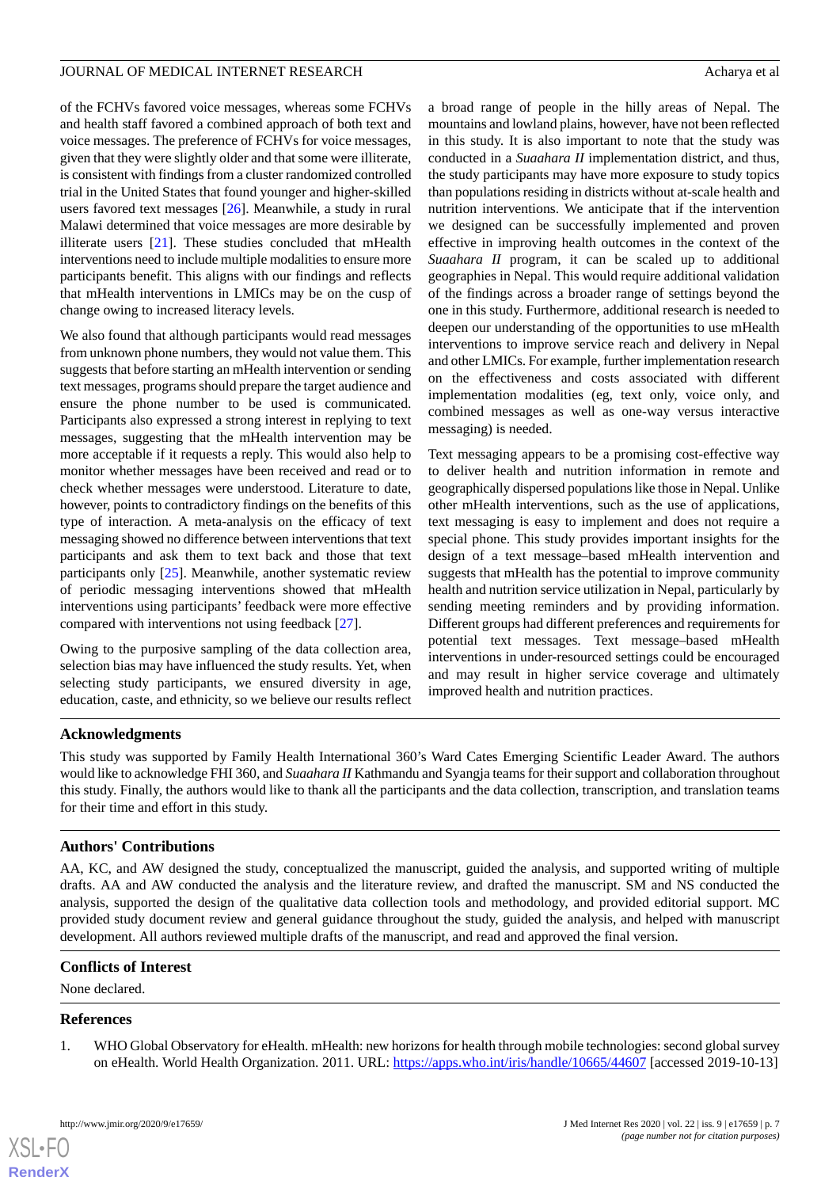of the FCHVs favored voice messages, whereas some FCHVs and health staff favored a combined approach of both text and voice messages. The preference of FCHVs for voice messages, given that they were slightly older and that some were illiterate, is consistent with findings from a cluster randomized controlled trial in the United States that found younger and higher-skilled users favored text messages [26]. Meanwhile, a study in rural Malawi determined that voice messages are more desirable by illiterate users [21]. These studies concluded that mHealth interventions need to include multiple modalities to ensure more participants benefit. This aligns with our findings and reflects that mHealth interventions in LMICs may be on the cusp of change owing to increased literacy levels.

We also found that although participants would read messages from unknown phone numbers, they would not value them. This suggests that before starting an mHealth intervention or sending text messages, programs should prepare the target audience and ensure the phone number to be used is communicated. Participants also expressed a strong interest in replying to text messages, suggesting that the mHealth intervention may be more acceptable if it requests a reply. This would also help to monitor whether messages have been received and read or to check whether messages were understood. Literature to date, however, points to contradictory findings on the benefits of this type of interaction. A meta-analysis on the efficacy of text messaging showed no difference between interventions that text participants and ask them to text back and those that text participants only [25]. Meanwhile, another systematic review of periodic messaging interventions showed that mHealth interventions using participants' feedback were more effective compared with interventions not using feedback [27].

Owing to the purposive sampling of the data collection area, selection bias may have influenced the study results. Yet, when selecting study participants, we ensured diversity in age, education, caste, and ethnicity, so we believe our results reflect a broad range of people in the hilly areas of Nepal. The mountains and lowland plains, however, have not been reflected in this study. It is also important to note that the study was conducted in a *Suaahara II* implementation district, and thus, the study participants may have more exposure to study topics than populations residing in districts without at-scale health and nutrition interventions. We anticipate that if the intervention we designed can be successfully implemented and proven effective in improving health outcomes in the context of the *Suaahara II* program, it can be scaled up to additional geographies in Nepal. This would require additional validation of the findings across a broader range of settings beyond the one in this study. Furthermore, additional research is needed to deepen our understanding of the opportunities to use mHealth interventions to improve service reach and delivery in Nepal and other LMICs. For example, further implementation research on the effectiveness and costs associated with different implementation modalities (eg, text only, voice only, and combined messages as well as one-way versus interactive messaging) is needed.

Text messaging appears to be a promising cost-effective way to deliver health and nutrition information in remote and geographically dispersed populations like those in Nepal. Unlike other mHealth interventions, such as the use of applications, text messaging is easy to implement and does not require a special phone. This study provides important insights for the design of a text message–based mHealth intervention and suggests that mHealth has the potential to improve community health and nutrition service utilization in Nepal, particularly by sending meeting reminders and by providing information. Different groups had different preferences and requirements for potential text messages. Text message–based mHealth interventions in under-resourced settings could be encouraged and may result in higher service coverage and ultimately improved health and nutrition practices.

## Acknowledgments

This study was supported by Family Health International 360's Ward Cates Emerging Scientific Leader Award. The authors would like to acknowledge FHI 360, and *Suaahara II* Kathmandu and Syangja teams for their support and collaboration throughout this study. Finally, the authors would like to thank all the participants and the data collection, transcription, and translation teams for their time and effort in this study.

## Authors' Contributions

AA, KC, and AW designed the study, conceptualized the manuscript, guided the analysis, and supported writing of multiple drafts. AA and AW conducted the analysis and the literature review, and drafted the manuscript. SM and NS conducted the analysis, supported the design of the qualitative data collection tools and methodology, and provided editorial support. MC provided study document review and general guidance throughout the study, guided the analysis, and helped with manuscript development. All authors reviewed multiple drafts of the manuscript, and read and approved the final version.

## Conflicts of Interest

None declared.

## References

1. WHO Global Observatory for eHealth. mHealth: new horizons for health through mobile technologies: second global survey on eHealth. World Health Organization. 2011. URL: https://apps.who.int/iris/handle/10665/44607 [accessed 2019-10-13]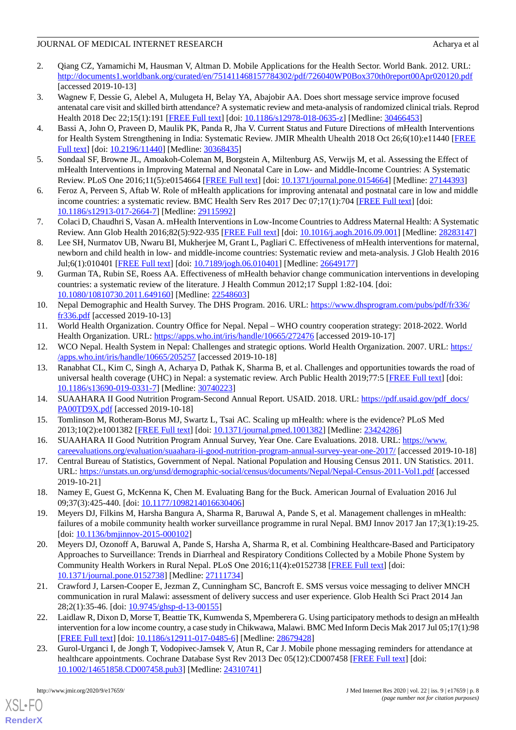2. Qiang CZ, Yamamichi M, Hausman V, Altman D. Mobile Applications for the Health Sector. World Bank. 2012. URL: http://documents1.worldbank.org/curated/en/751411468157784302/pdf/726040WP0Box370th0report00Apr020120.pdf [accessed 2019-10-13]
3. Wagnew F, Dessie G, Alebel A, Mulugeta H, Belay YA, Abajobir AA. Does short message service improve focused antenatal care visit and skilled birth attendance? A systematic review and meta-analysis of randomized clinical trials. Reprod Health 2018 Dec 22;15(1):191 [FREE Full text] [doi: 10.1186/s12978-018-0635-z] [Medline: 30466453]
4. Bassi A, John O, Praveen D, Maulik PK, Panda R, Jha V. Current Status and Future Directions of mHealth Interventions for Health System Strengthening in India: Systematic Review. JMIR Mhealth Uhealth 2018 Oct 26;6(10):e11440 [FREE Full text] [doi: 10.2196/11440] [Medline: 30368435]
5. Sondaal SF, Browne JL, Amoakoh-Coleman M, Borgstein A, Miltenburg AS, Verwijs M, et al. Assessing the Effect of mHealth Interventions in Improving Maternal and Neonatal Care in Low- and Middle-Income Countries: A Systematic Review. PLoS One 2016;11(5):e0154664 [FREE Full text] [doi: 10.1371/journal.pone.0154664] [Medline: 27144393]
6. Feroz A, Perveen S, Aftab W. Role of mHealth applications for improving antenatal and postnatal care in low and middle income countries: a systematic review. BMC Health Serv Res 2017 Dec 07;17(1):704 [FREE Full text] [doi: 10.1186/s12913-017-2664-7] [Medline: 29115992]
7. Colaci D, Chaudhri S, Vasan A. mHealth Interventions in Low-Income Countries to Address Maternal Health: A Systematic Review. Ann Glob Health 2016;82(5):922-935 [FREE Full text] [doi: 10.1016/j.aogh.2016.09.001] [Medline: 28283147]
8. Lee SH, Nurmatov UB, Nwaru BI, Mukherjee M, Grant L, Pagliari C. Effectiveness of mHealth interventions for maternal, newborn and child health in low- and middle-income countries: Systematic review and meta-analysis. J Glob Health 2016 Jul;6(1):010401 [FREE Full text] [doi: 10.7189/jogh.06.010401] [Medline: 26649177]
9. Gurman TA, Rubin SE, Roess AA. Effectiveness of mHealth behavior change communication interventions in developing countries: a systematic review of the literature. J Health Commun 2012;17 Suppl 1:82-104. [doi: 10.1080/10810730.2011.649160] [Medline: 22548603]
10. Nepal Demographic and Health Survey. The DHS Program. 2016. URL: https://www.dhsprogram.com/pubs/pdf/fr336/fr336.pdf [accessed 2019-10-13]
11. World Health Organization. Country Office for Nepal. Nepal – WHO country cooperation strategy: 2018-2022. World Health Organization. URL: https://apps.who.int/iris/handle/10665/272476 [accessed 2019-10-17]
12. WCO Nepal. Health System in Nepal: Challenges and strategic options. World Health Organization. 2007. URL: https://apps.who.int/iris/handle/10665/205257 [accessed 2019-10-18]
13. Ranabhat CL, Kim C, Singh A, Acharya D, Pathak K, Sharma B, et al. Challenges and opportunities towards the road of universal health coverage (UHC) in Nepal: a systematic review. Arch Public Health 2019;77:5 [FREE Full text] [doi: 10.1186/s13690-019-0331-7] [Medline: 30740223]
14. SUAAHARA II Good Nutrition Program-Second Annual Report. USAID. 2018. URL: https://pdf.usaid.gov/pdf_docs/PA00TD9X.pdf [accessed 2019-10-18]
15. Tomlinson M, Rotheram-Borus MJ, Swartz L, Tsai AC. Scaling up mHealth: where is the evidence? PLoS Med 2013;10(2):e1001382 [FREE Full text] [doi: 10.1371/journal.pmed.1001382] [Medline: 23424286]
16. SUAAHARA II Good Nutrition Program Annual Survey, Year One. Care Evaluations. 2018. URL: https://www.careevaluations.org/evaluation/suaahara-ii-good-nutrition-program-annual-survey-year-one-2017/ [accessed 2019-10-18]
17. Central Bureau of Statistics, Government of Nepal. National Population and Housing Census 2011. UN Statistics. 2011. URL: https://unstats.un.org/unsd/demographic-social/census/documents/Nepal/Nepal-Census-2011-Vol1.pdf [accessed 2019-10-21]
18. Namey E, Guest G, McKenna K, Chen M. Evaluating Bang for the Buck. American Journal of Evaluation 2016 Jul 09;37(3):425-440. [doi: 10.1177/1098214016630406]
19. Meyers DJ, Filkins M, Harsha Bangura A, Sharma R, Baruwal A, Pande S, et al. Management challenges in mHealth: failures of a mobile community health worker surveillance programme in rural Nepal. BMJ Innov 2017 Jan 17;3(1):19-25. [doi: 10.1136/bmjinnov-2015-000102]
20. Meyers DJ, Ozonoff A, Baruwal A, Pande S, Harsha A, Sharma R, et al. Combining Healthcare-Based and Participatory Approaches to Surveillance: Trends in Diarrheal and Respiratory Conditions Collected by a Mobile Phone System by Community Health Workers in Rural Nepal. PLoS One 2016;11(4):e0152738 [FREE Full text] [doi: 10.1371/journal.pone.0152738] [Medline: 27111734]
21. Crawford J, Larsen-Cooper E, Jezman Z, Cunningham SC, Bancroft E. SMS versus voice messaging to deliver MNCH communication in rural Malawi: assessment of delivery success and user experience. Glob Health Sci Pract 2014 Jan 28;2(1):35-46. [doi: 10.9745/ghsp-d-13-00155]
22. Laidlaw R, Dixon D, Morse T, Beattie TK, Kumwenda S, Mpemberera G. Using participatory methods to design an mHealth intervention for a low income country, a case study in Chikwawa, Malawi. BMC Med Inform Decis Mak 2017 Jul 05;17(1):98 [FREE Full text] [doi: 10.1186/s12911-017-0485-6] [Medline: 28679428]
23. Gurol-Urganci I, de Jongh T, Vodopivec-Jamsek V, Atun R, Car J. Mobile phone messaging reminders for attendance at healthcare appointments. Cochrane Database Syst Rev 2013 Dec 05(12):CD007458 [FREE Full text] [doi: 10.1002/14651858.CD007458.pub3] [Medline: 24310741]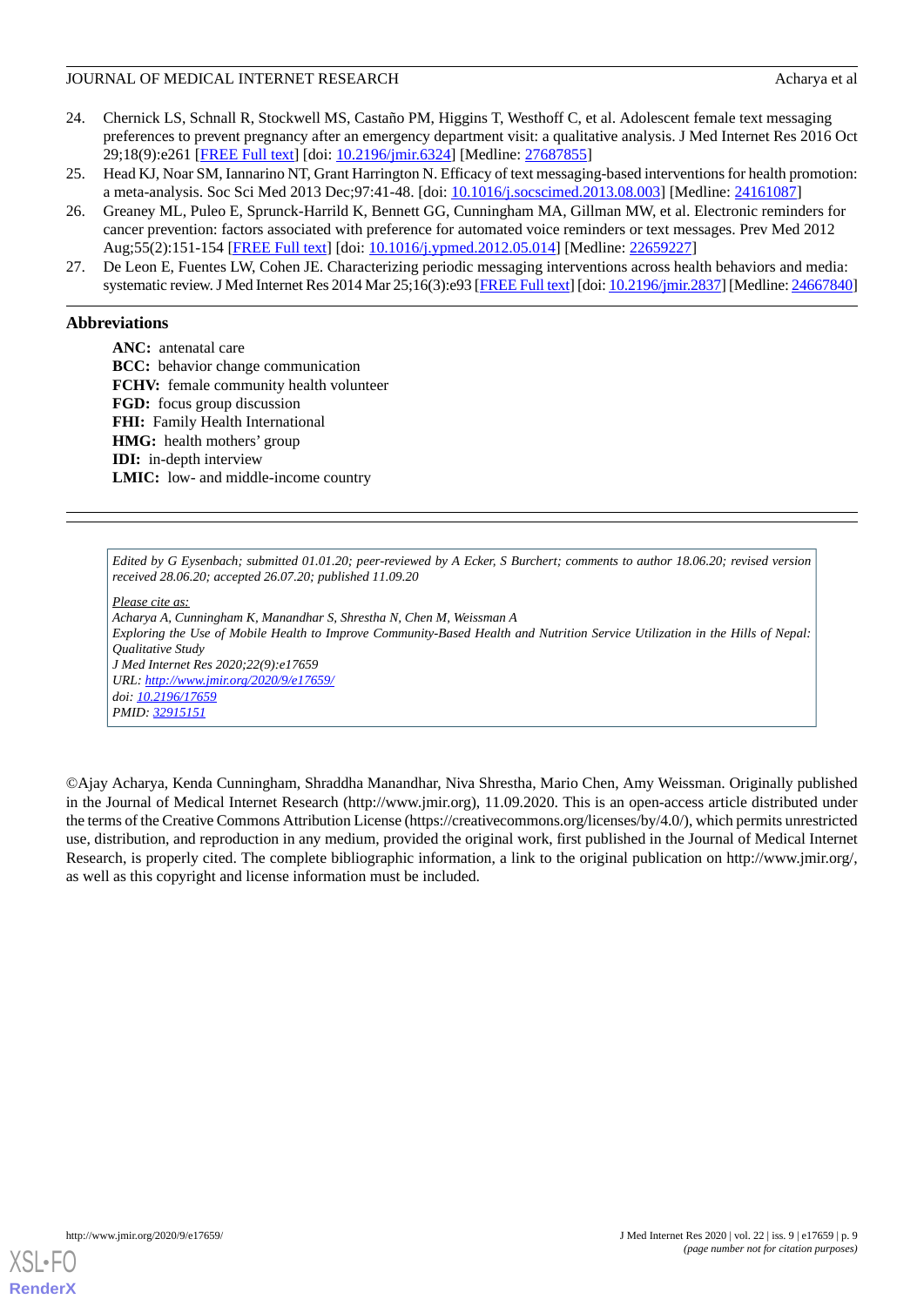24. Chernick LS, Schnall R, Stockwell MS, Castaño PM, Higgins T, Westhoff C, et al. Adolescent female text messaging preferences to prevent pregnancy after an emergency department visit: a qualitative analysis. J Med Internet Res 2016 Oct 29;18(9):e261 [FREE Full text] [doi: 10.2196/jmir.6324] [Medline: 27687855]
25. Head KJ, Noar SM, Iannarino NT, Grant Harrington N. Efficacy of text messaging-based interventions for health promotion: a meta-analysis. Soc Sci Med 2013 Dec;97:41-48. [doi: 10.1016/j.socscimed.2013.08.003] [Medline: 24161087]
26. Greaney ML, Puleo E, Sprunck-Harrild K, Bennett GG, Cunningham MA, Gillman MW, et al. Electronic reminders for cancer prevention: factors associated with preference for automated voice reminders or text messages. Prev Med 2012 Aug;55(2):151-154 [FREE Full text] [doi: 10.1016/j.ypmed.2012.05.014] [Medline: 22659227]
27. De Leon E, Fuentes LW, Cohen JE. Characterizing periodic messaging interventions across health behaviors and media: systematic review. J Med Internet Res 2014 Mar 25;16(3):e93 [FREE Full text] [doi: 10.2196/jmir.2837] [Medline: 24667840]

## Abbreviations

**ANC:** antenatal care
**BCC:** behavior change communication
**FCHV:** female community health volunteer
**FGD:** focus group discussion
**FHI:** Family Health International
**HMG:** health mothers' group
**IDI:** in-depth interview
**LMIC:** low- and middle-income country

*Edited by G Eysenbach; submitted 01.01.20; peer-reviewed by A Ecker, S Burchert; comments to author 18.06.20; revised version received 28.06.20; accepted 26.07.20; published 11.09.20*

*Please cite as:*
*Acharya A, Cunningham K, Manandhar S, Shrestha N, Chen M, Weissman A*
*Exploring the Use of Mobile Health to Improve Community-Based Health and Nutrition Service Utilization in the Hills of Nepal: Qualitative Study*
*J Med Internet Res 2020;22(9):e17659*
*URL: http://www.jmir.org/2020/9/e17659/*
*doi: 10.2196/17659*
*PMID: 32915151*

©Ajay Acharya, Kenda Cunningham, Shraddha Manandhar, Niva Shrestha, Mario Chen, Amy Weissman. Originally published in the Journal of Medical Internet Research (http://www.jmir.org), 11.09.2020. This is an open-access article distributed under the terms of the Creative Commons Attribution License (https://creativecommons.org/licenses/by/4.0/), which permits unrestricted use, distribution, and reproduction in any medium, provided the original work, first published in the Journal of Medical Internet Research, is properly cited. The complete bibliographic information, a link to the original publication on http://www.jmir.org/, as well as this copyright and license information must be included.